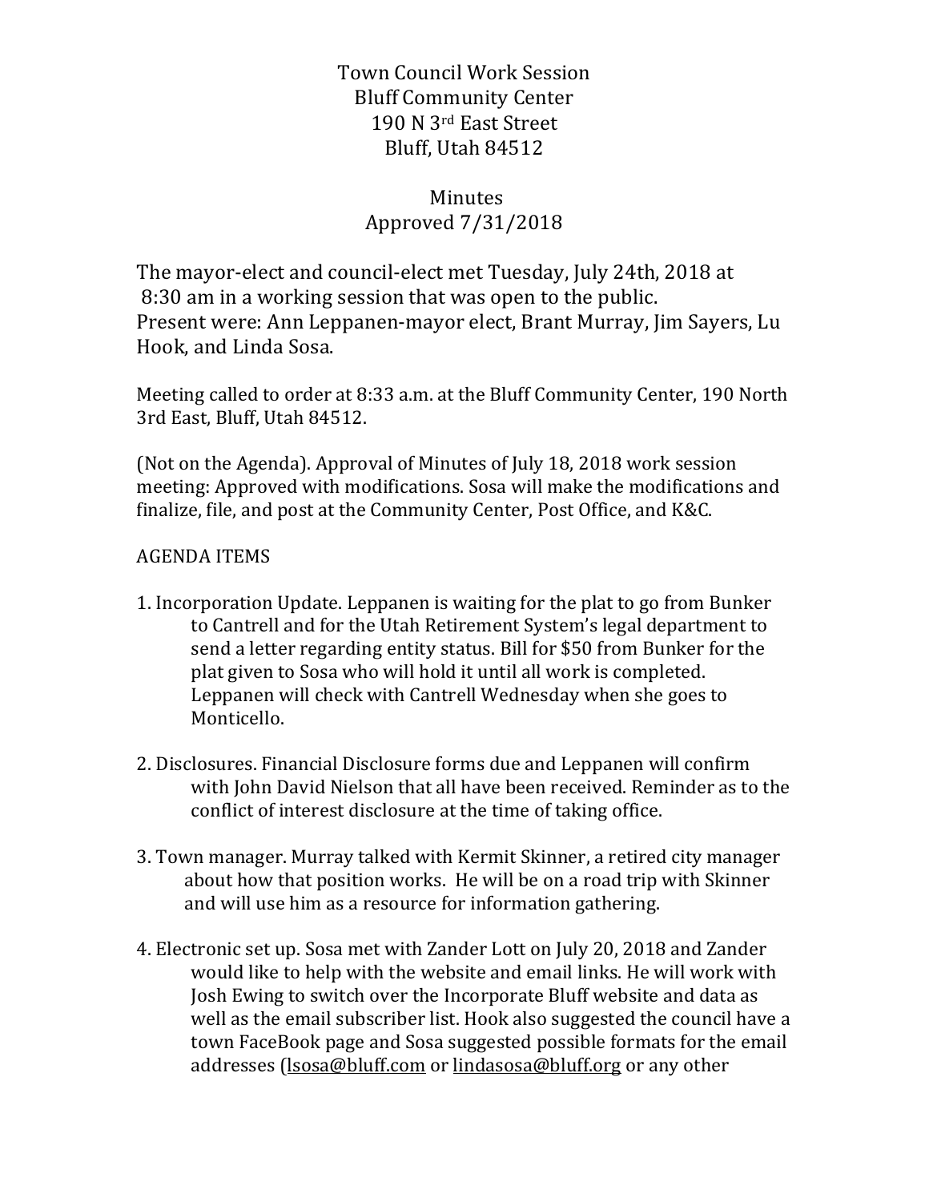# Town Council Work Session
Bluff Community Center
190 N 3rd East Street
Bluff, Utah 84512

## Minutes
Approved 7/31/2018

The mayor-elect and council-elect met Tuesday, July 24th, 2018 at 8:30 am in a working session that was open to the public. Present were: Ann Leppanen-mayor elect, Brant Murray, Jim Sayers, Lu Hook, and Linda Sosa.

Meeting called to order at 8:33 a.m. at the Bluff Community Center, 190 North 3rd East, Bluff, Utah 84512.

(Not on the Agenda). Approval of Minutes of July 18, 2018 work session meeting: Approved with modifications. Sosa will make the modifications and finalize, file, and post at the Community Center, Post Office, and K&C.

AGENDA ITEMS

1. Incorporation Update. Leppanen is waiting for the plat to go from Bunker to Cantrell and for the Utah Retirement System's legal department to send a letter regarding entity status. Bill for $50 from Bunker for the plat given to Sosa who will hold it until all work is completed. Leppanen will check with Cantrell Wednesday when she goes to Monticello.

2. Disclosures. Financial Disclosure forms due and Leppanen will confirm with John David Nielson that all have been received. Reminder as to the conflict of interest disclosure at the time of taking office.

3. Town manager. Murray talked with Kermit Skinner, a retired city manager about how that position works. He will be on a road trip with Skinner and will use him as a resource for information gathering.

4. Electronic set up. Sosa met with Zander Lott on July 20, 2018 and Zander would like to help with the website and email links. He will work with Josh Ewing to switch over the Incorporate Bluff website and data as well as the email subscriber list. Hook also suggested the council have a town FaceBook page and Sosa suggested possible formats for the email addresses (lsosa@bluff.com or lindasosa@bluff.org or any other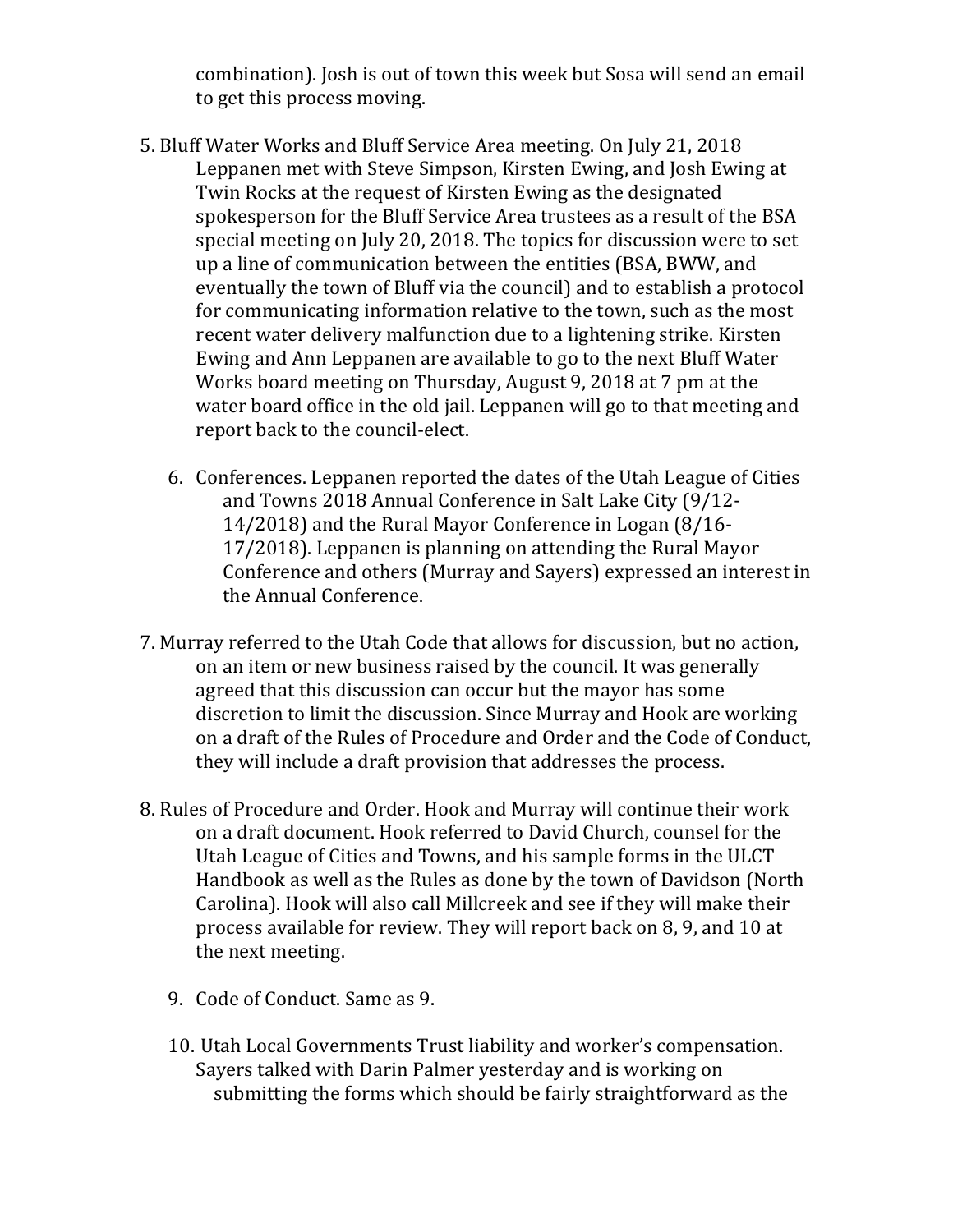combination). Josh is out of town this week but Sosa will send an email to get this process moving.

5. Bluff Water Works and Bluff Service Area meeting. On July 21, 2018 Leppanen met with Steve Simpson, Kirsten Ewing, and Josh Ewing at Twin Rocks at the request of Kirsten Ewing as the designated spokesperson for the Bluff Service Area trustees as a result of the BSA special meeting on July 20, 2018. The topics for discussion were to set up a line of communication between the entities (BSA, BWW, and eventually the town of Bluff via the council) and to establish a protocol for communicating information relative to the town, such as the most recent water delivery malfunction due to a lightening strike. Kirsten Ewing and Ann Leppanen are available to go to the next Bluff Water Works board meeting on Thursday, August 9, 2018 at 7 pm at the water board office in the old jail. Leppanen will go to that meeting and report back to the council-elect.

6. Conferences. Leppanen reported the dates of the Utah League of Cities and Towns 2018 Annual Conference in Salt Lake City (9/12-14/2018) and the Rural Mayor Conference in Logan (8/16-17/2018). Leppanen is planning on attending the Rural Mayor Conference and others (Murray and Sayers) expressed an interest in the Annual Conference.

7. Murray referred to the Utah Code that allows for discussion, but no action, on an item or new business raised by the council. It was generally agreed that this discussion can occur but the mayor has some discretion to limit the discussion. Since Murray and Hook are working on a draft of the Rules of Procedure and Order and the Code of Conduct, they will include a draft provision that addresses the process.

8. Rules of Procedure and Order. Hook and Murray will continue their work on a draft document. Hook referred to David Church, counsel for the Utah League of Cities and Towns, and his sample forms in the ULCT Handbook as well as the Rules as done by the town of Davidson (North Carolina). Hook will also call Millcreek and see if they will make their process available for review. They will report back on 8, 9, and 10 at the next meeting.

9. Code of Conduct. Same as 9.

10. Utah Local Governments Trust liability and worker's compensation. Sayers talked with Darin Palmer yesterday and is working on submitting the forms which should be fairly straightforward as the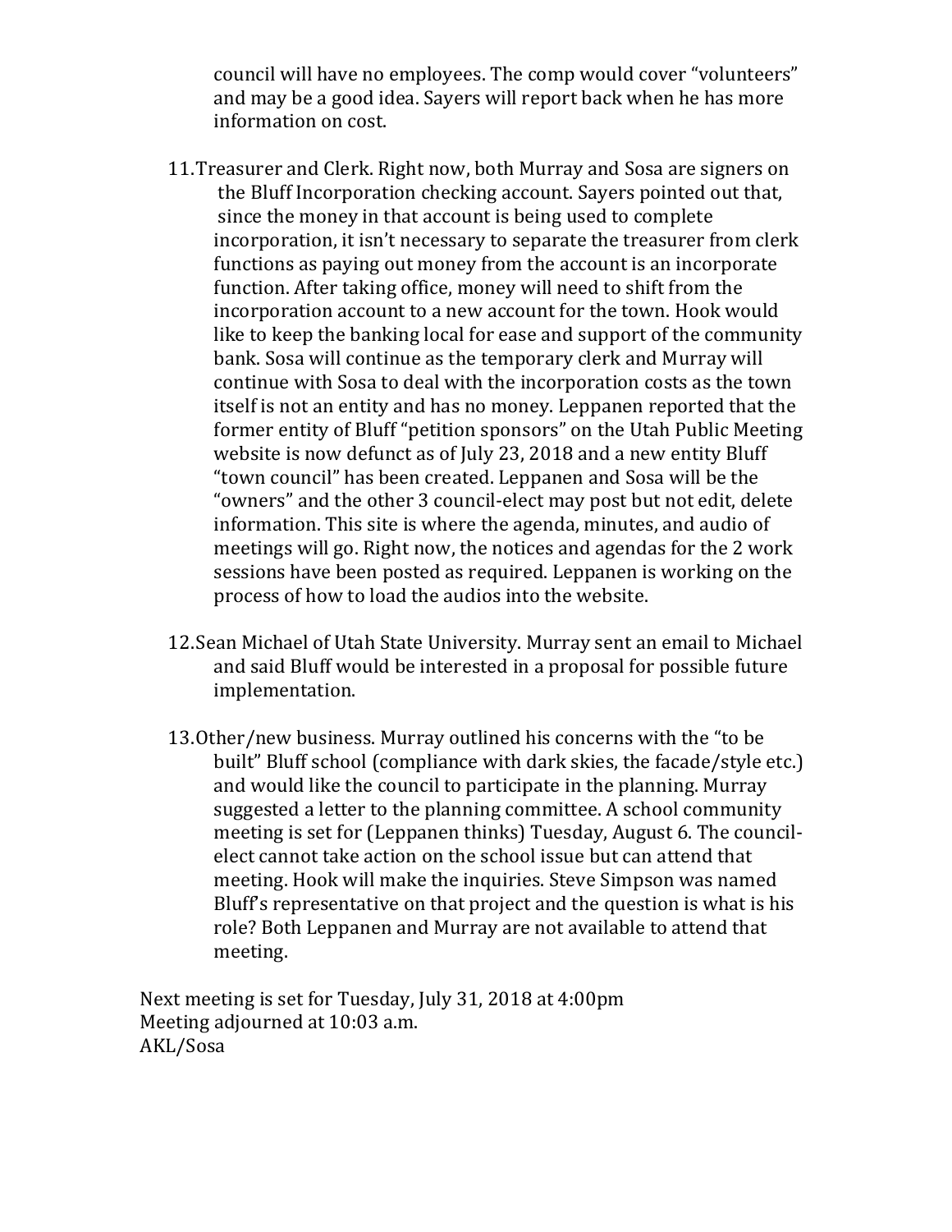council will have no employees. The comp would cover "volunteers" and may be a good idea. Sayers will report back when he has more information on cost.

11. Treasurer and Clerk. Right now, both Murray and Sosa are signers on the Bluff Incorporation checking account. Sayers pointed out that, since the money in that account is being used to complete incorporation, it isn't necessary to separate the treasurer from clerk functions as paying out money from the account is an incorporate function. After taking office, money will need to shift from the incorporation account to a new account for the town. Hook would like to keep the banking local for ease and support of the community bank. Sosa will continue as the temporary clerk and Murray will continue with Sosa to deal with the incorporation costs as the town itself is not an entity and has no money. Leppanen reported that the former entity of Bluff "petition sponsors" on the Utah Public Meeting website is now defunct as of July 23, 2018 and a new entity Bluff "town council" has been created. Leppanen and Sosa will be the "owners" and the other 3 council-elect may post but not edit, delete information. This site is where the agenda, minutes, and audio of meetings will go. Right now, the notices and agendas for the 2 work sessions have been posted as required. Leppanen is working on the process of how to load the audios into the website.

12. Sean Michael of Utah State University. Murray sent an email to Michael and said Bluff would be interested in a proposal for possible future implementation.

13. Other/new business. Murray outlined his concerns with the "to be built" Bluff school (compliance with dark skies, the facade/style etc.) and would like the council to participate in the planning. Murray suggested a letter to the planning committee. A school community meeting is set for (Leppanen thinks) Tuesday, August 6. The council-elect cannot take action on the school issue but can attend that meeting. Hook will make the inquiries. Steve Simpson was named Bluff's representative on that project and the question is what is his role? Both Leppanen and Murray are not available to attend that meeting.

Next meeting is set for Tuesday, July 31, 2018 at 4:00pm
Meeting adjourned at 10:03 a.m.
AKL/Sosa